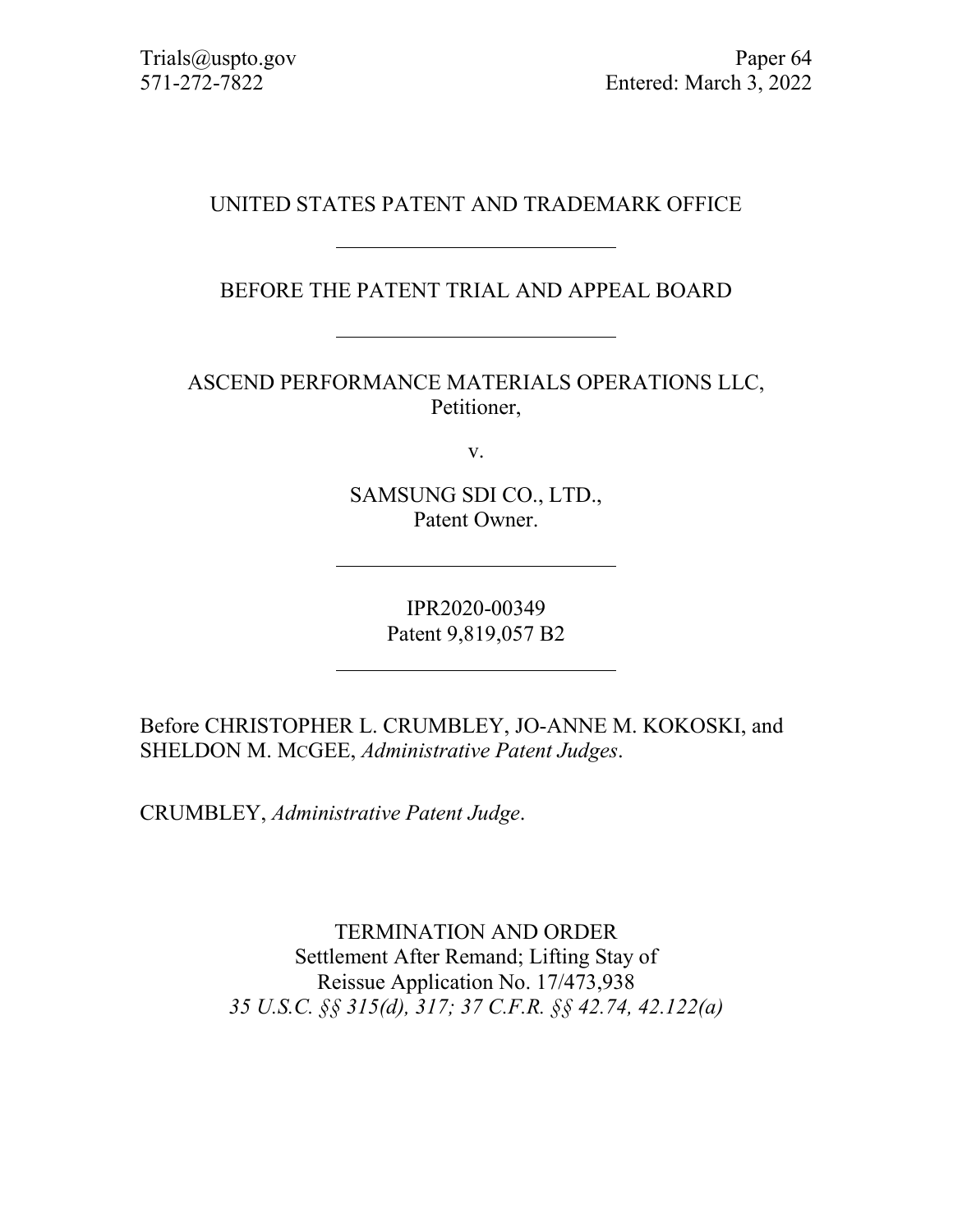Trials@uspto.gov
571-272-7822

Paper 64
Entered: March 3, 2022

UNITED STATES PATENT AND TRADEMARK OFFICE

---

BEFORE THE PATENT TRIAL AND APPEAL BOARD

---

ASCEND PERFORMANCE MATERIALS OPERATIONS LLC,
Petitioner,

v.

SAMSUNG SDI CO., LTD.,
Patent Owner.

---

IPR2020-00349
Patent 9,819,057 B2

---

Before CHRISTOPHER L. CRUMBLEY, JO-ANNE M. KOKOSKI, and SHELDON M. MCGEE, *Administrative Patent Judges*.

CRUMBLEY, *Administrative Patent Judge*.

TERMINATION AND ORDER
Settlement After Remand; Lifting Stay of
Reissue Application No. 17/473,938
*35 U.S.C. §§ 315(d), 317; 37 C.F.R. §§ 42.74, 42.122(a)*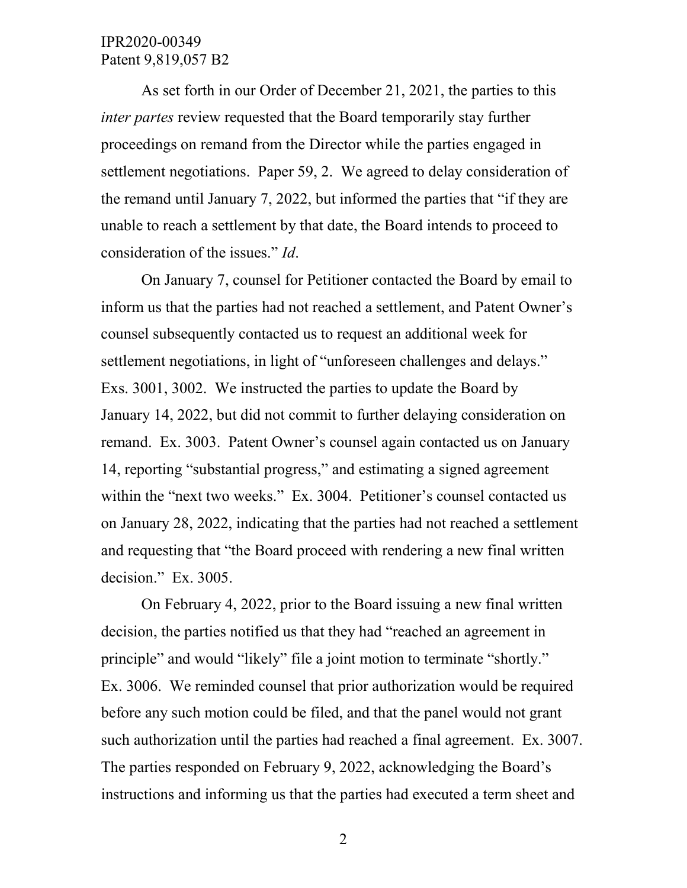As set forth in our Order of December 21, 2021, the parties to this *inter partes* review requested that the Board temporarily stay further proceedings on remand from the Director while the parties engaged in settlement negotiations. Paper 59, 2. We agreed to delay consideration of the remand until January 7, 2022, but informed the parties that "if they are unable to reach a settlement by that date, the Board intends to proceed to consideration of the issues." *Id*.

On January 7, counsel for Petitioner contacted the Board by email to inform us that the parties had not reached a settlement, and Patent Owner's counsel subsequently contacted us to request an additional week for settlement negotiations, in light of "unforeseen challenges and delays." Exs. 3001, 3002. We instructed the parties to update the Board by January 14, 2022, but did not commit to further delaying consideration on remand. Ex. 3003. Patent Owner's counsel again contacted us on January 14, reporting "substantial progress," and estimating a signed agreement within the "next two weeks." Ex. 3004. Petitioner's counsel contacted us on January 28, 2022, indicating that the parties had not reached a settlement and requesting that "the Board proceed with rendering a new final written decision." Ex. 3005.

On February 4, 2022, prior to the Board issuing a new final written decision, the parties notified us that they had "reached an agreement in principle" and would "likely" file a joint motion to terminate "shortly." Ex. 3006. We reminded counsel that prior authorization would be required before any such motion could be filed, and that the panel would not grant such authorization until the parties had reached a final agreement. Ex. 3007. The parties responded on February 9, 2022, acknowledging the Board's instructions and informing us that the parties had executed a term sheet and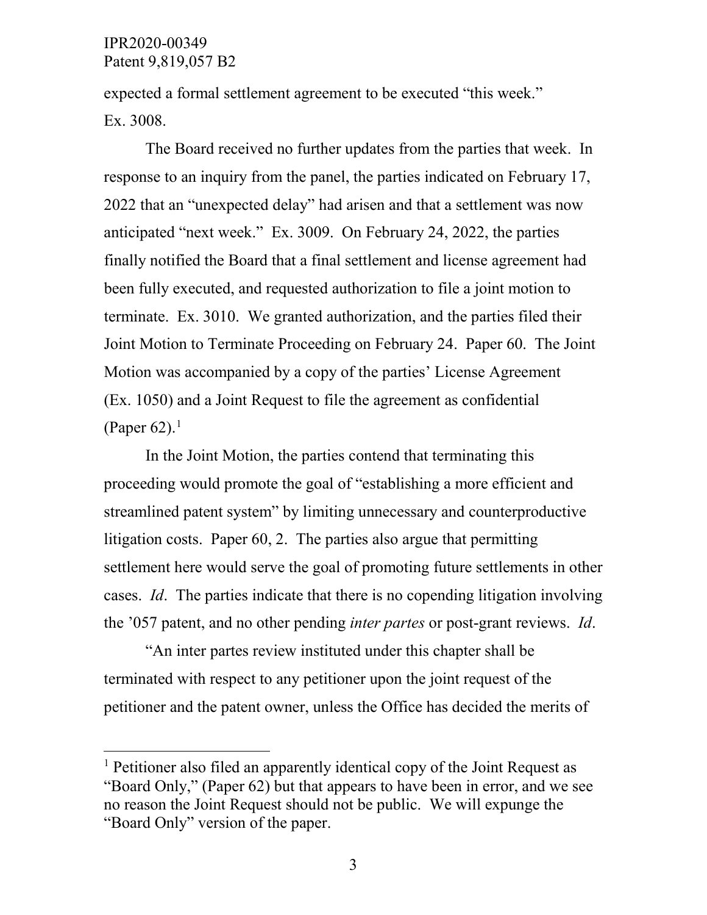expected a formal settlement agreement to be executed "this week." Ex. 3008.

The Board received no further updates from the parties that week. In response to an inquiry from the panel, the parties indicated on February 17, 2022 that an "unexpected delay" had arisen and that a settlement was now anticipated "next week." Ex. 3009. On February 24, 2022, the parties finally notified the Board that a final settlement and license agreement had been fully executed, and requested authorization to file a joint motion to terminate. Ex. 3010. We granted authorization, and the parties filed their Joint Motion to Terminate Proceeding on February 24. Paper 60. The Joint Motion was accompanied by a copy of the parties' License Agreement (Ex. 1050) and a Joint Request to file the agreement as confidential (Paper 62).[1]

In the Joint Motion, the parties contend that terminating this proceeding would promote the goal of "establishing a more efficient and streamlined patent system" by limiting unnecessary and counterproductive litigation costs. Paper 60, 2. The parties also argue that permitting settlement here would serve the goal of promoting future settlements in other cases. *Id*. The parties indicate that there is no copending litigation involving the '057 patent, and no other pending *inter partes* or post-grant reviews. *Id*.

"An inter partes review instituted under this chapter shall be terminated with respect to any petitioner upon the joint request of the petitioner and the patent owner, unless the Office has decided the merits of

---

[1] Petitioner also filed an apparently identical copy of the Joint Request as "Board Only," (Paper 62) but that appears to have been in error, and we see no reason the Joint Request should not be public. We will expunge the "Board Only" version of the paper.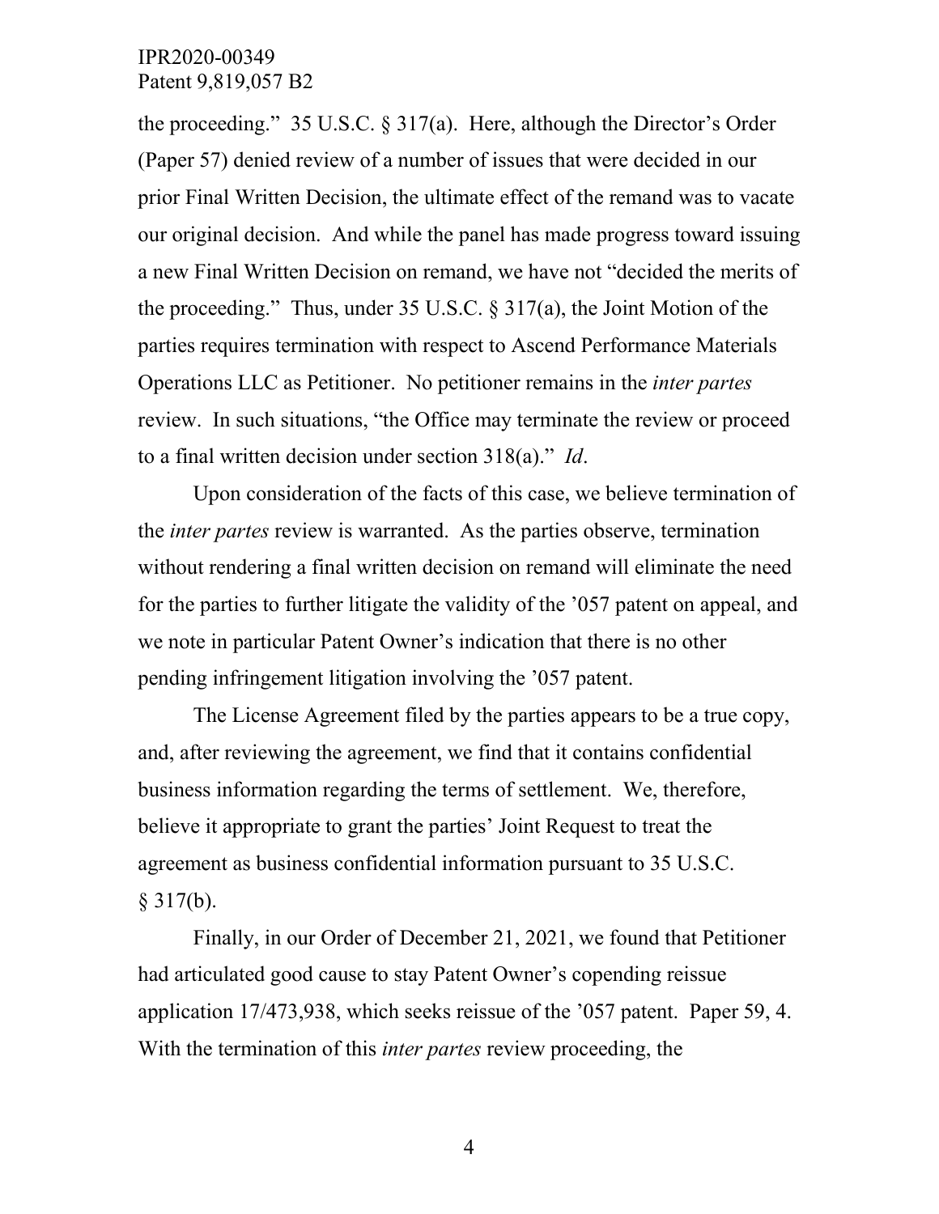the proceeding." 35 U.S.C. § 317(a). Here, although the Director's Order (Paper 57) denied review of a number of issues that were decided in our prior Final Written Decision, the ultimate effect of the remand was to vacate our original decision. And while the panel has made progress toward issuing a new Final Written Decision on remand, we have not "decided the merits of the proceeding." Thus, under 35 U.S.C. § 317(a), the Joint Motion of the parties requires termination with respect to Ascend Performance Materials Operations LLC as Petitioner. No petitioner remains in the *inter partes* review. In such situations, "the Office may terminate the review or proceed to a final written decision under section 318(a)." *Id*.

Upon consideration of the facts of this case, we believe termination of the *inter partes* review is warranted. As the parties observe, termination without rendering a final written decision on remand will eliminate the need for the parties to further litigate the validity of the '057 patent on appeal, and we note in particular Patent Owner's indication that there is no other pending infringement litigation involving the '057 patent.

The License Agreement filed by the parties appears to be a true copy, and, after reviewing the agreement, we find that it contains confidential business information regarding the terms of settlement. We, therefore, believe it appropriate to grant the parties' Joint Request to treat the agreement as business confidential information pursuant to 35 U.S.C. § 317(b).

Finally, in our Order of December 21, 2021, we found that Petitioner had articulated good cause to stay Patent Owner's copending reissue application 17/473,938, which seeks reissue of the '057 patent. Paper 59, 4. With the termination of this *inter partes* review proceeding, the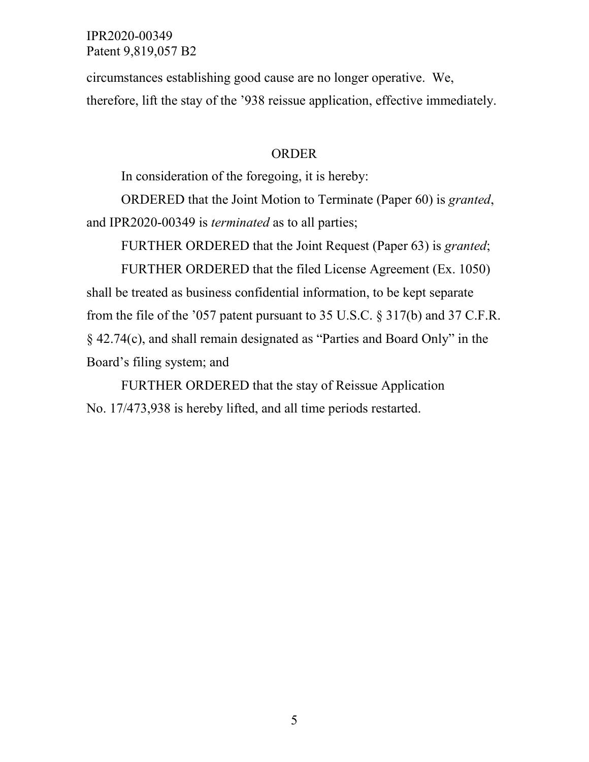circumstances establishing good cause are no longer operative. We, therefore, lift the stay of the '938 reissue application, effective immediately.

## ORDER

In consideration of the foregoing, it is hereby:

ORDERED that the Joint Motion to Terminate (Paper 60) is *granted*, and IPR2020-00349 is *terminated* as to all parties;

FURTHER ORDERED that the Joint Request (Paper 63) is *granted*;

FURTHER ORDERED that the filed License Agreement (Ex. 1050) shall be treated as business confidential information, to be kept separate from the file of the '057 patent pursuant to 35 U.S.C. § 317(b) and 37 C.F.R. § 42.74(c), and shall remain designated as "Parties and Board Only" in the Board's filing system; and

FURTHER ORDERED that the stay of Reissue Application No. 17/473,938 is hereby lifted, and all time periods restarted.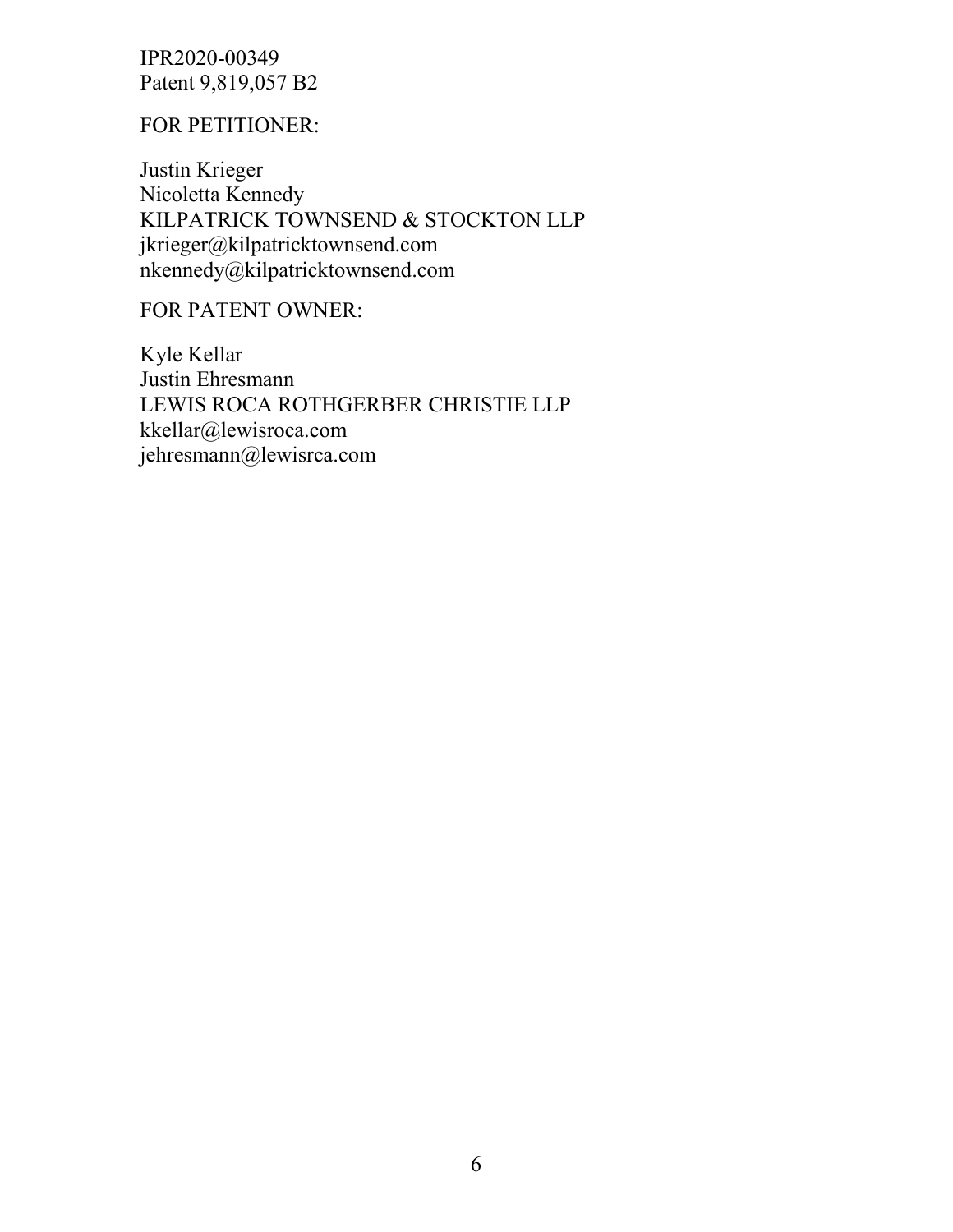FOR PETITIONER:

Justin Krieger
Nicoletta Kennedy
KILPATRICK TOWNSEND & STOCKTON LLP
jkrieger@kilpatricktownsend.com
nkennedy@kilpatricktownsend.com

FOR PATENT OWNER:

Kyle Kellar
Justin Ehresmann
LEWIS ROCA ROTHGERBER CHRISTIE LLP
kkellar@lewisroca.com
jehresmann@lewisrca.com